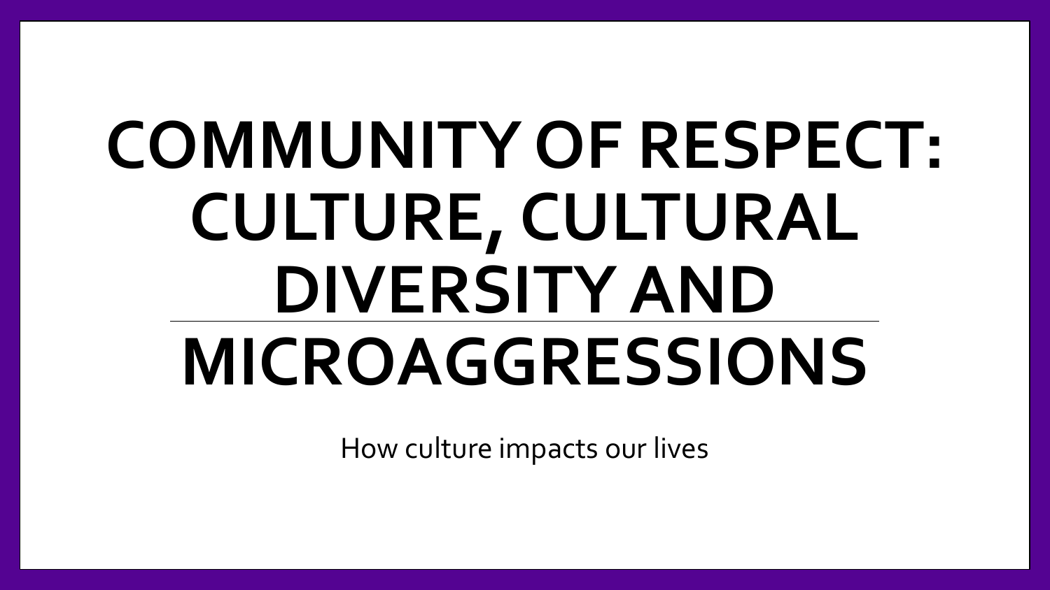# COMMUNITY OF RESPECT: CULTURE, CULTURAL DIVERSITY AND MICROAGGRESSIONS

How culture impacts our lives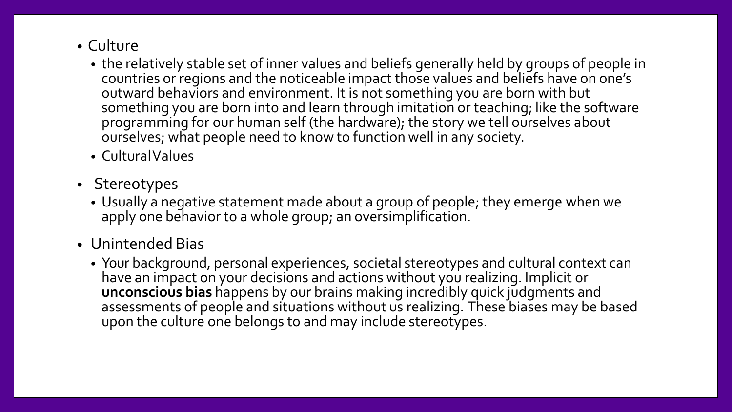- Culture
  - the relatively stable set of inner values and beliefs generally held by groups of people in countries or regions and the noticeable impact those values and beliefs have on one's outward behaviors and environment. It is not something you are born with but something you are born into and learn through imitation or teaching; like the software programming for our human self (the hardware); the story we tell ourselves about ourselves; what people need to know to function well in any society.
  - Cultural Values
- Stereotypes
  - Usually a negative statement made about a group of people; they emerge when we apply one behavior to a whole group; an oversimplification.
- Unintended Bias
  - Your background, personal experiences, societal stereotypes and cultural context can have an impact on your decisions and actions without you realizing. Implicit or **unconscious bias** happens by our brains making incredibly quick judgments and assessments of people and situations without us realizing. These biases may be based upon the culture one belongs to and may include stereotypes.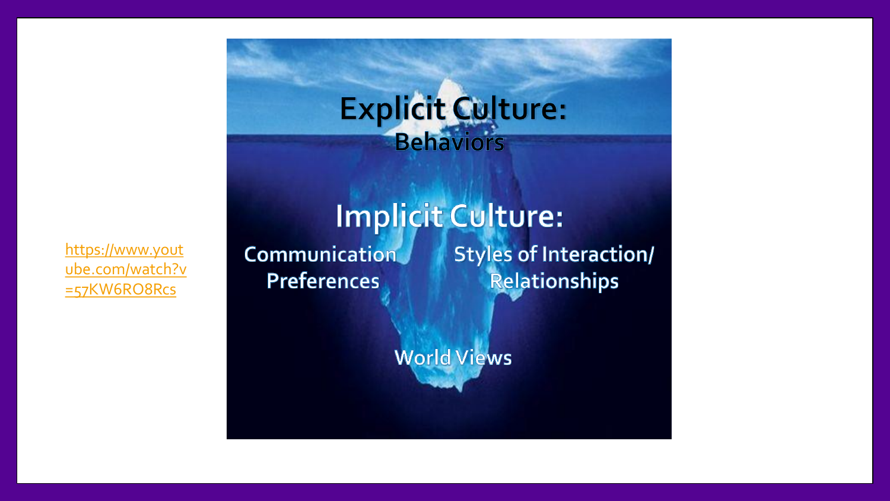https://www.youtube.com/watch?v=57KW6RO8Rcs

# Explicit Culture:
**Behaviors**

# Implicit Culture:
**Communication Preferences**

**Styles of Interaction/ Relationships**

**World Views**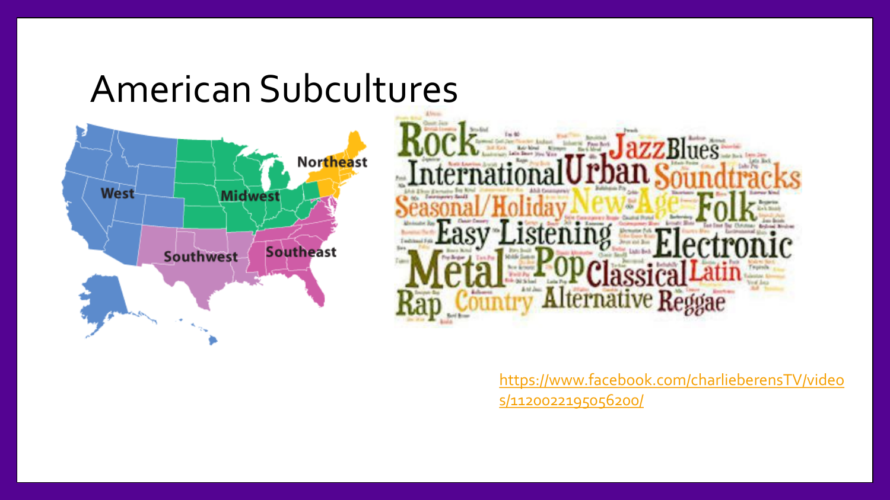# American Subcultures

https://www.facebook.com/charlieberensTV/videos/1120022195056200/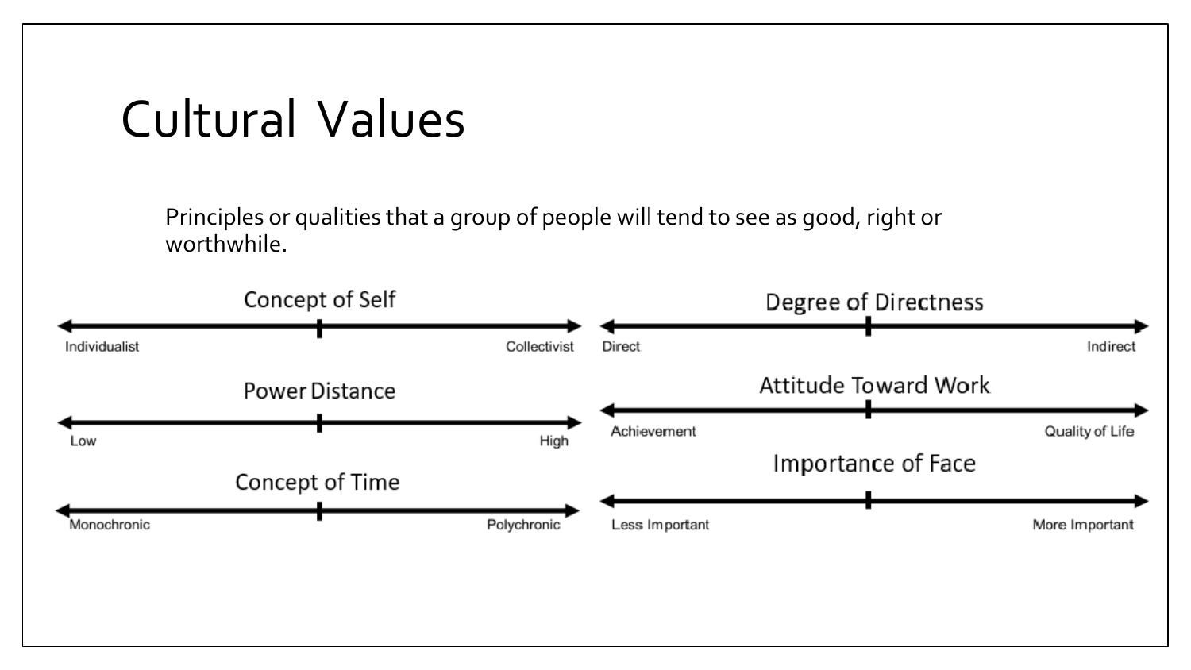# Cultural Values

Principles or qualities that a group of people will tend to see as good, right or worthwhile.

### Concept of Self

Individualist ← → Collectivist

### Power Distance

Low ← → High

### Concept of Time

Monochronic ← → Polychronic

### Degree of Directness

Direct ← → Indirect

### Attitude Toward Work

Achievement ← → Quality of Life

### Importance of Face

Less Important ← → More Important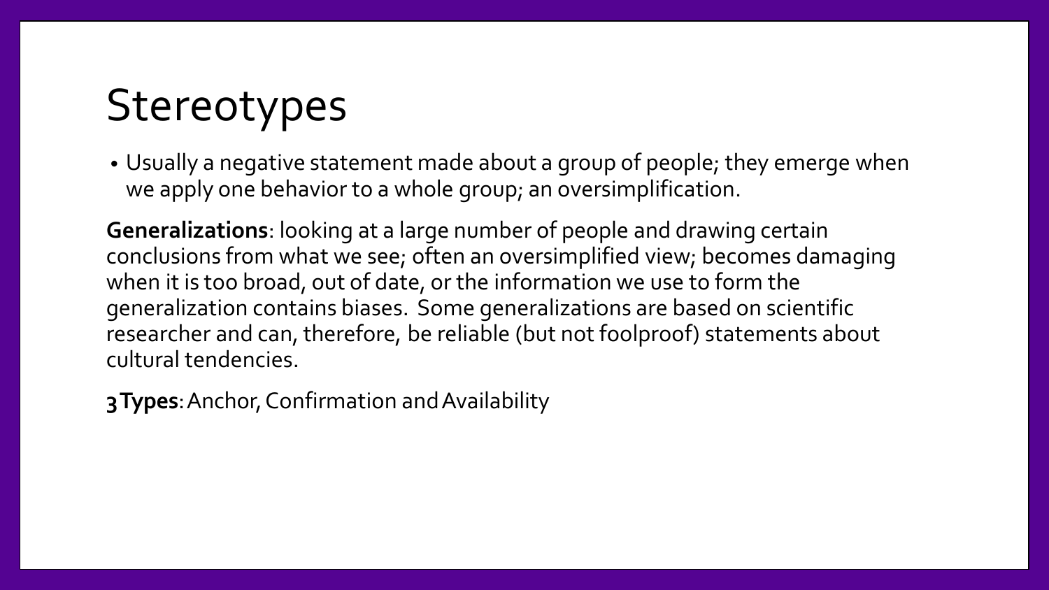# Stereotypes

- Usually a negative statement made about a group of people; they emerge when we apply one behavior to a whole group; an oversimplification.

**Generalizations**: looking at a large number of people and drawing certain conclusions from what we see; often an oversimplified view; becomes damaging when it is too broad, out of date, or the information we use to form the generalization contains biases. Some generalizations are based on scientific researcher and can, therefore, be reliable (but not foolproof) statements about cultural tendencies.

**3 Types**: Anchor, Confirmation and Availability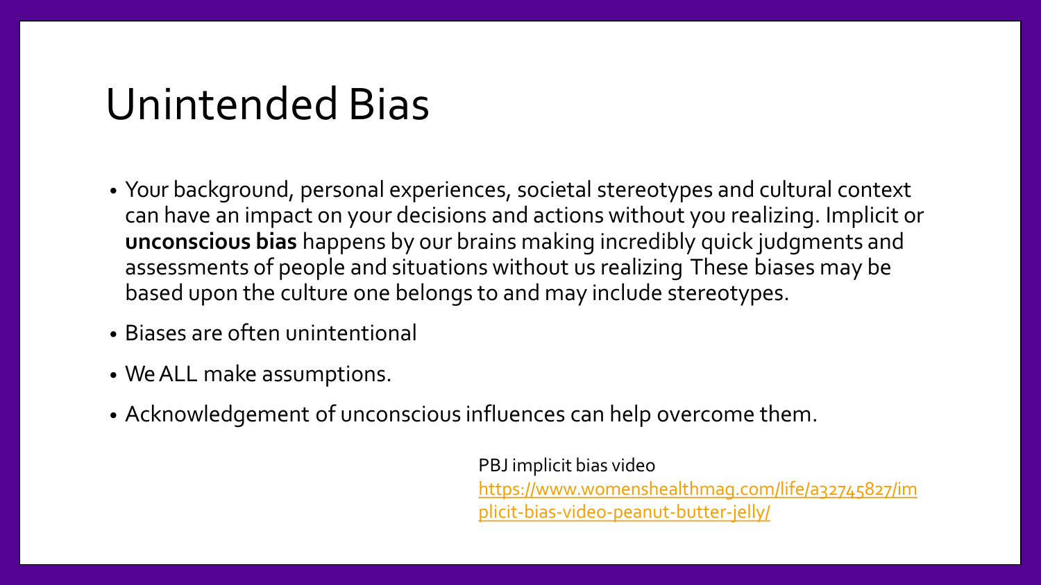# Unintended Bias

- Your background, personal experiences, societal stereotypes and cultural context can have an impact on your decisions and actions without you realizing. Implicit or **unconscious bias** happens by our brains making incredibly quick judgments and assessments of people and situations without us realizing These biases may be based upon the culture one belongs to and may include stereotypes.
- Biases are often unintentional
- We ALL make assumptions.
- Acknowledgement of unconscious influences can help overcome them.

PBJ implicit bias video
[https://www.womenshealthmag.com/life/a32745827/implicit-bias-video-peanut-butter-jelly/](https://www.womenshealthmag.com/life/a32745827/implicit-bias-video-peanut-butter-jelly/)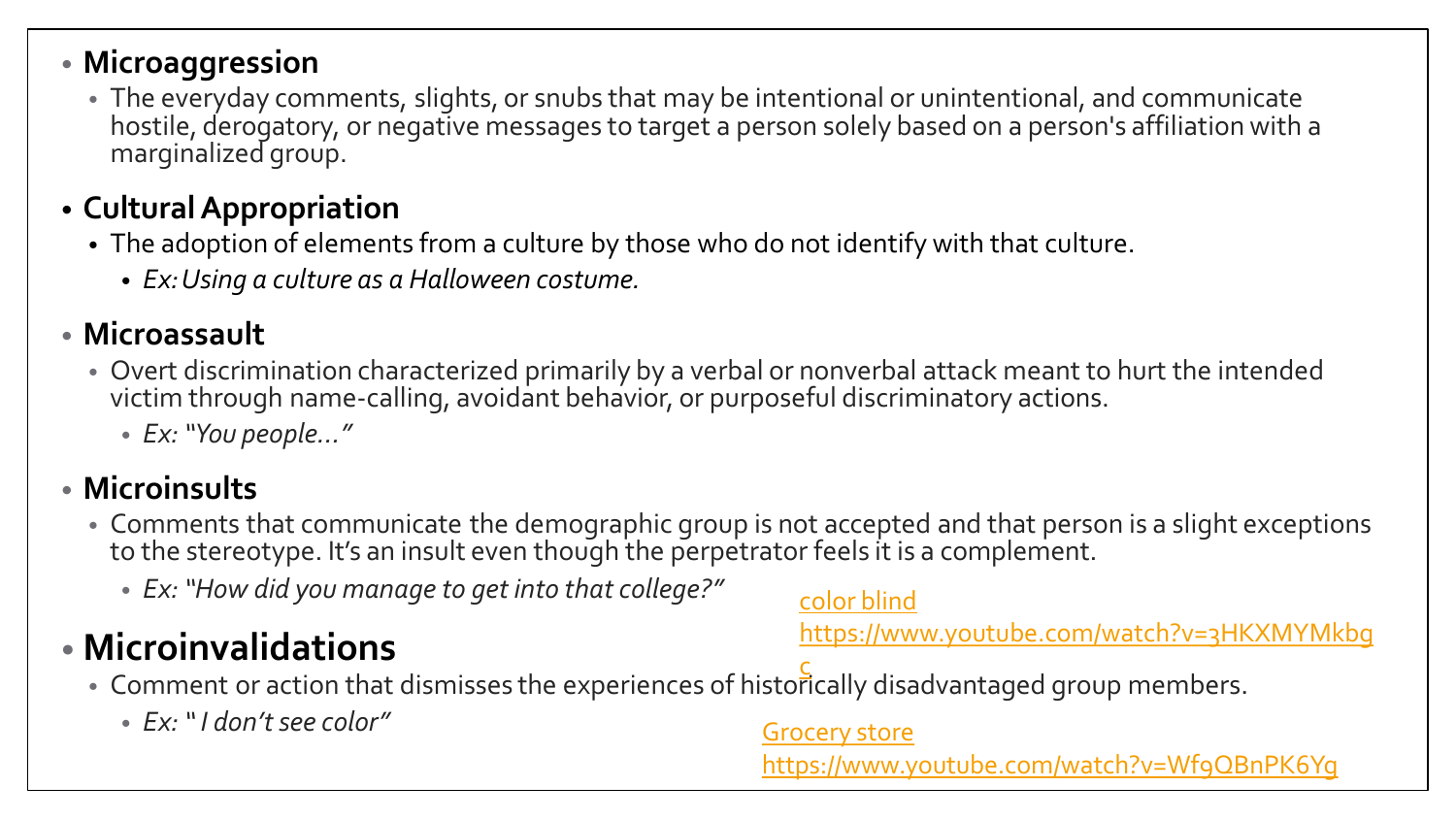- **Microaggression**
  - The everyday comments, slights, or snubs that may be intentional or unintentional, and communicate hostile, derogatory, or negative messages to target a person solely based on a person's affiliation with a marginalized group.
- **Cultural Appropriation**
  - The adoption of elements from a culture by those who do not identify with that culture.
    - *Ex: Using a culture as a Halloween costume.*
- **Microassault**
  - Overt discrimination characterized primarily by a verbal or nonverbal attack meant to hurt the intended victim through name-calling, avoidant behavior, or purposeful discriminatory actions.
    - *Ex: "You people…"*
- **Microinsults**
  - Comments that communicate the demographic group is not accepted and that person is a slight exceptions to the stereotype. It's an insult even though the perpetrator feels it is a complement.
    - *Ex: "How did you manage to get into that college?"*
- **Microinvalidations**
  - Comment or action that dismisses the experiences of historically disadvantaged group members.
    - *Ex: " I don't see color"*

[color blind https://www.youtube.com/watch?v=3HKXMYMkbgc](https://www.youtube.com/watch?v=3HKXMYMkbgc)

[Grocery store https://www.youtube.com/watch?v=Wf9QBnPK6Yg](https://www.youtube.com/watch?v=Wf9QBnPK6Yg)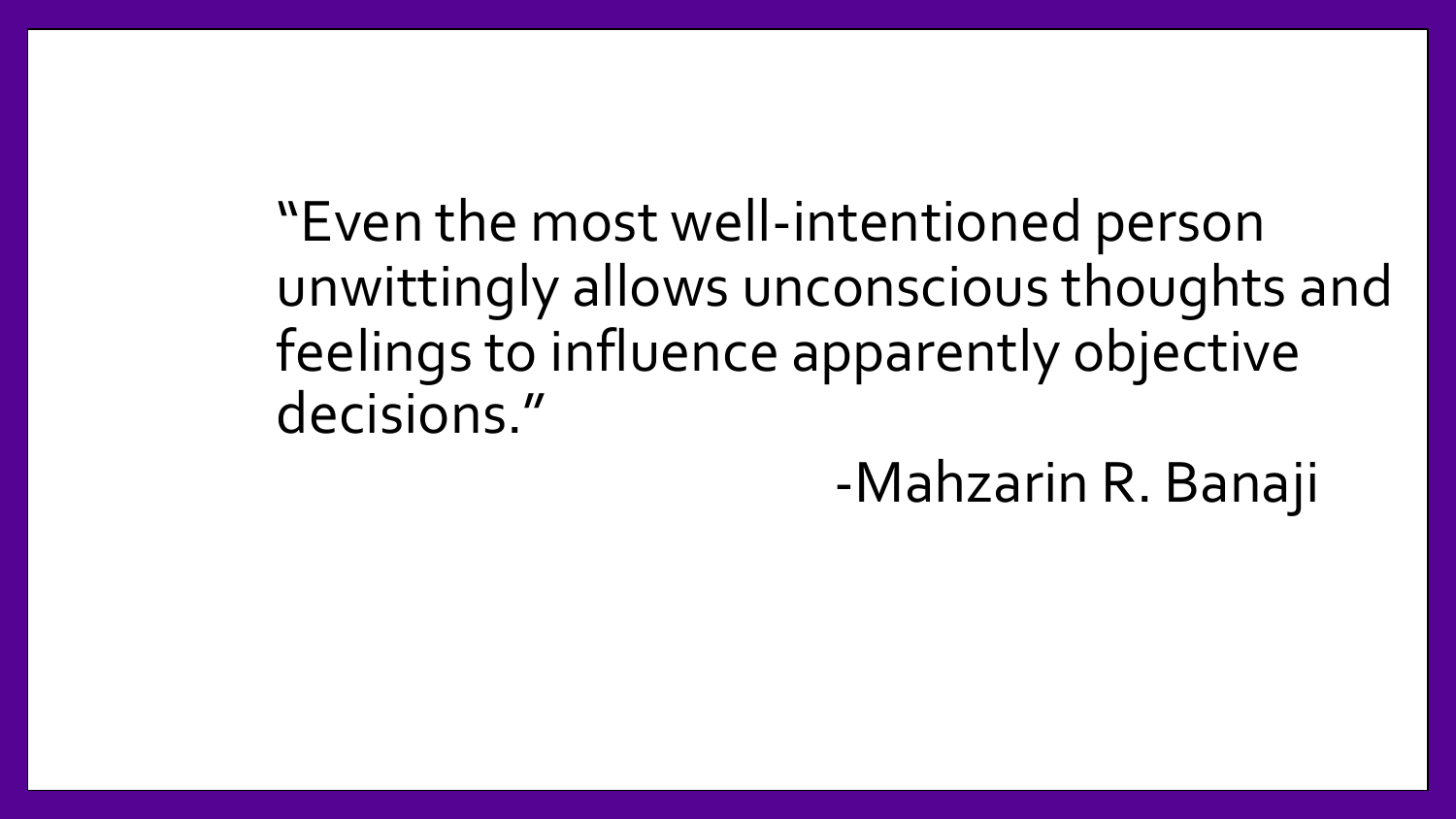"Even the most well-intentioned person unwittingly allows unconscious thoughts and feelings to influence apparently objective decisions."

-Mahzarin R. Banaji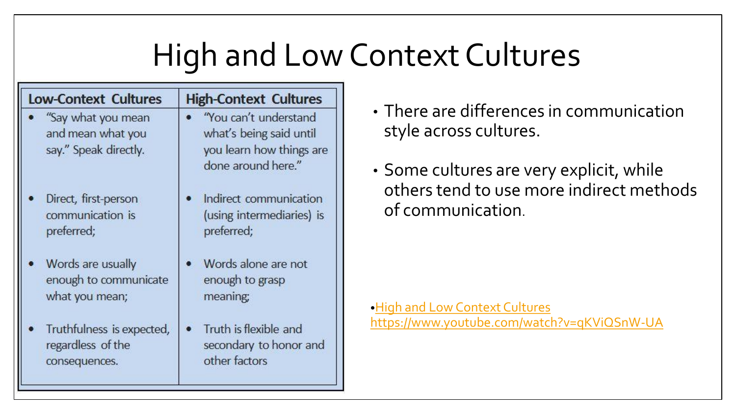# High and Low Context Cultures

| Low-Context Cultures | High-Context Cultures |
|---|---|
| • "Say what you mean and mean what you say." Speak directly. | • "You can't understand what's being said until you learn how things are done around here." |
| • Direct, first-person communication is preferred; | • Indirect communication (using intermediaries) is preferred; |
| • Words are usually enough to communicate what you mean; | • Words alone are not enough to grasp meaning; |
| • Truthfulness is expected, regardless of the consequences. | • Truth is flexible and secondary to honor and other factors |

- There are differences in communication style across cultures.
- Some cultures are very explicit, while others tend to use more indirect methods of communication.

- [High and Low Context Cultures](https://www.youtube.com/watch?v=qKViQSnW-UA) https://www.youtube.com/watch?v=qKViQSnW-UA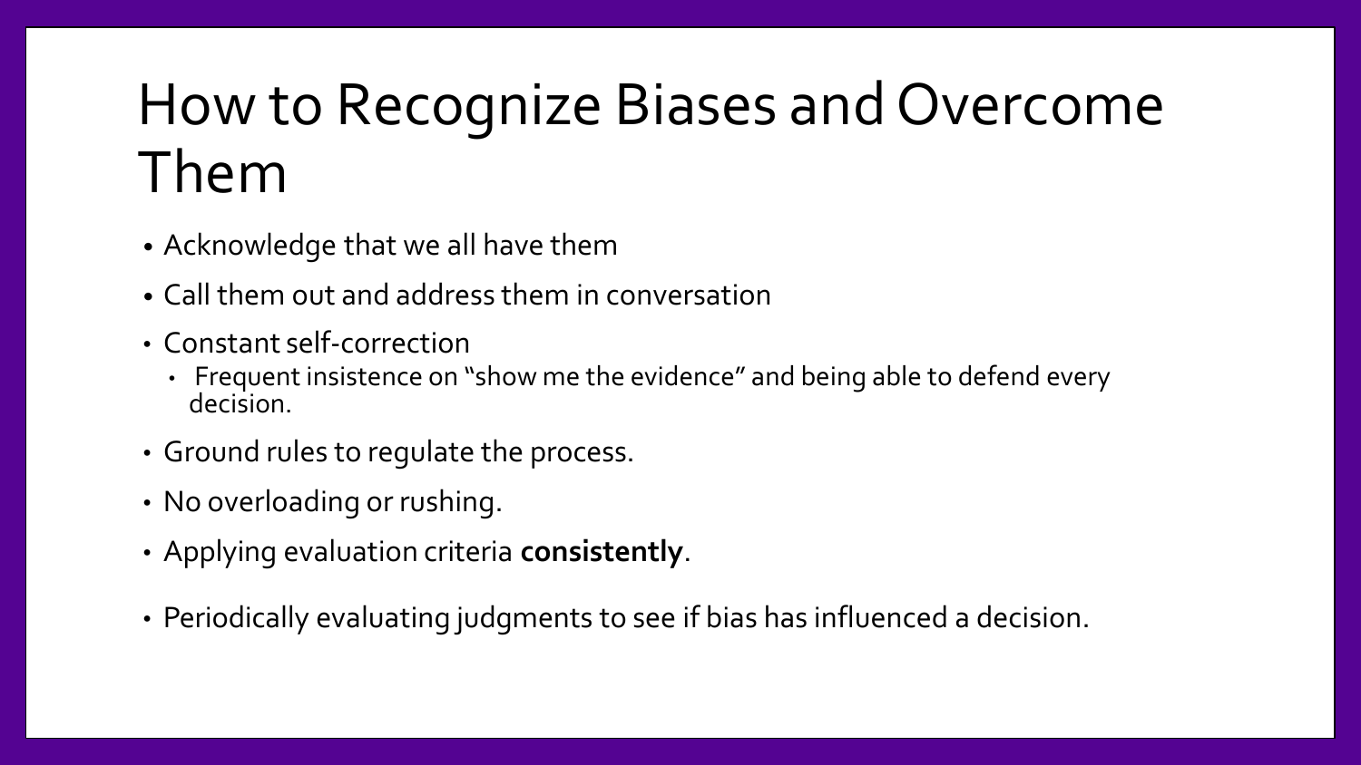# How to Recognize Biases and Overcome Them

- Acknowledge that we all have them
- Call them out and address them in conversation
- Constant self-correction
  - Frequent insistence on "show me the evidence" and being able to defend every decision.
- Ground rules to regulate the process.
- No overloading or rushing.
- Applying evaluation criteria **consistently**.
- Periodically evaluating judgments to see if bias has influenced a decision.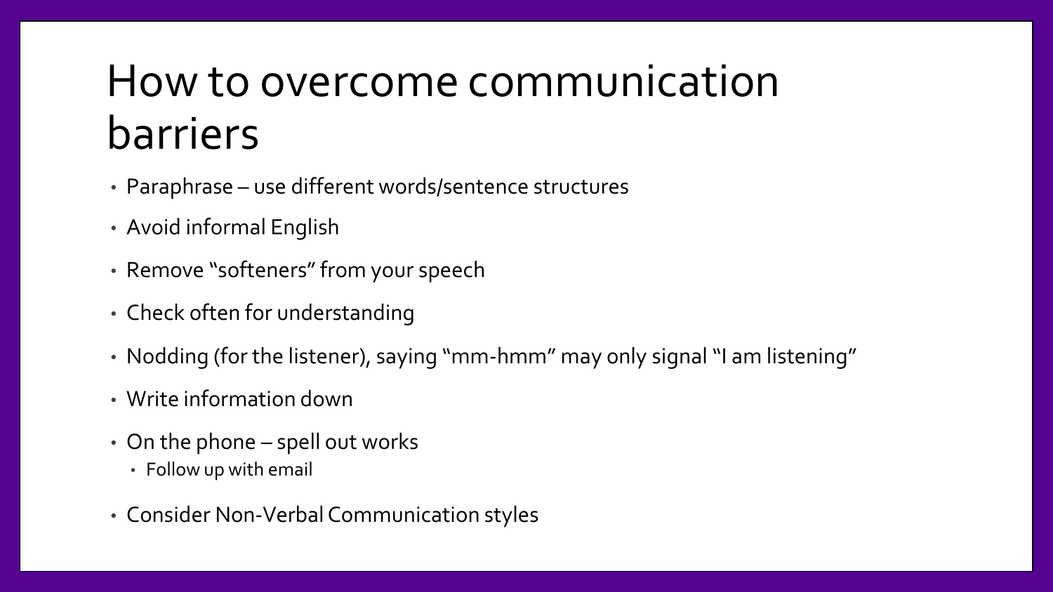# How to overcome communication barriers

- Paraphrase – use different words/sentence structures
- Avoid informal English
- Remove "softeners" from your speech
- Check often for understanding
- Nodding (for the listener), saying "mm-hmm" may only signal "I am listening"
- Write information down
- On the phone – spell out works
  - Follow up with email
- Consider Non-Verbal Communication styles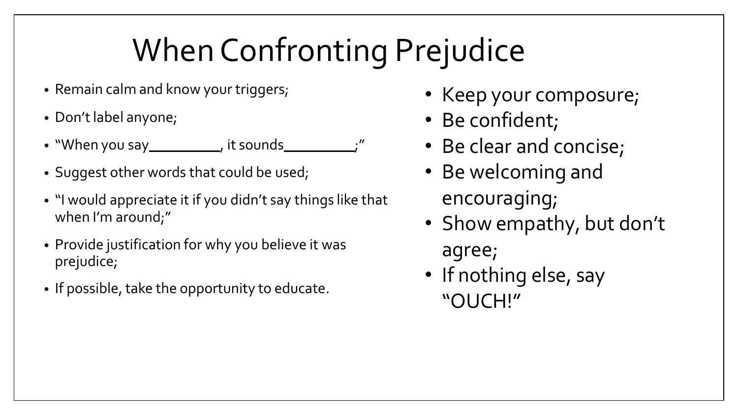# When Confronting Prejudice

- Remain calm and know your triggers;
- Don't label anyone;
- "When you say________, it sounds________;"
- Suggest other words that could be used;
- "I would appreciate it if you didn't say things like that when I'm around;"
- Provide justification for why you believe it was prejudice;
- If possible, take the opportunity to educate.

- Keep your composure;
- Be confident;
- Be clear and concise;
- Be welcoming and encouraging;
- Show empathy, but don't agree;
- If nothing else, say "OUCH!"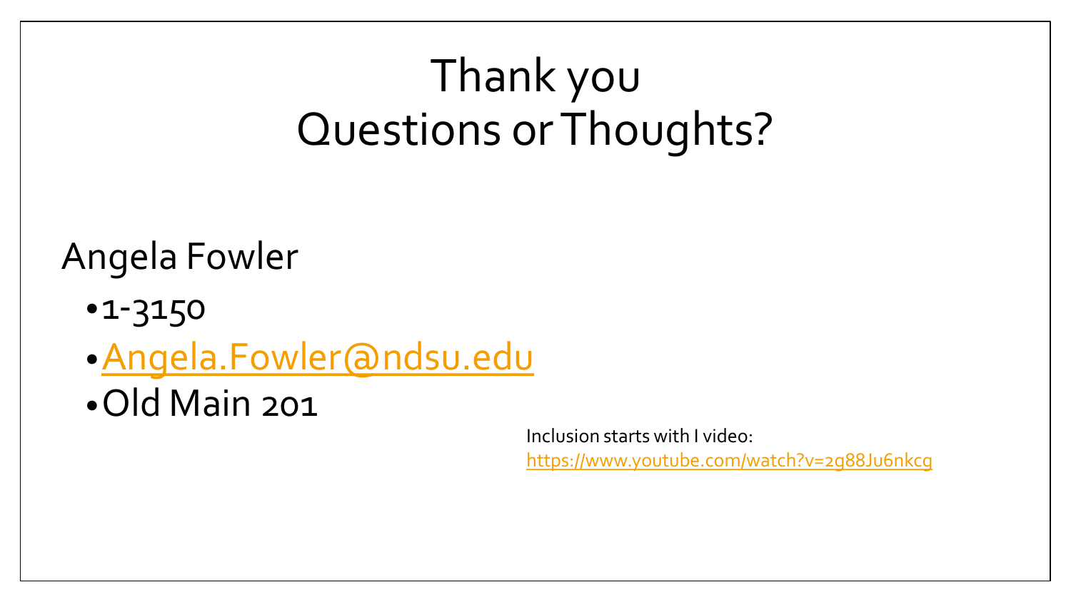# Thank you
# Questions or Thoughts?

Angela Fowler

- 1-3150
- [Angela.Fowler@ndsu.edu](mailto:Angela.Fowler@ndsu.edu)
- Old Main 201

Inclusion starts with I video:
[https://www.youtube.com/watch?v=2g88Ju6nkcg](https://www.youtube.com/watch?v=2g88Ju6nkcg)